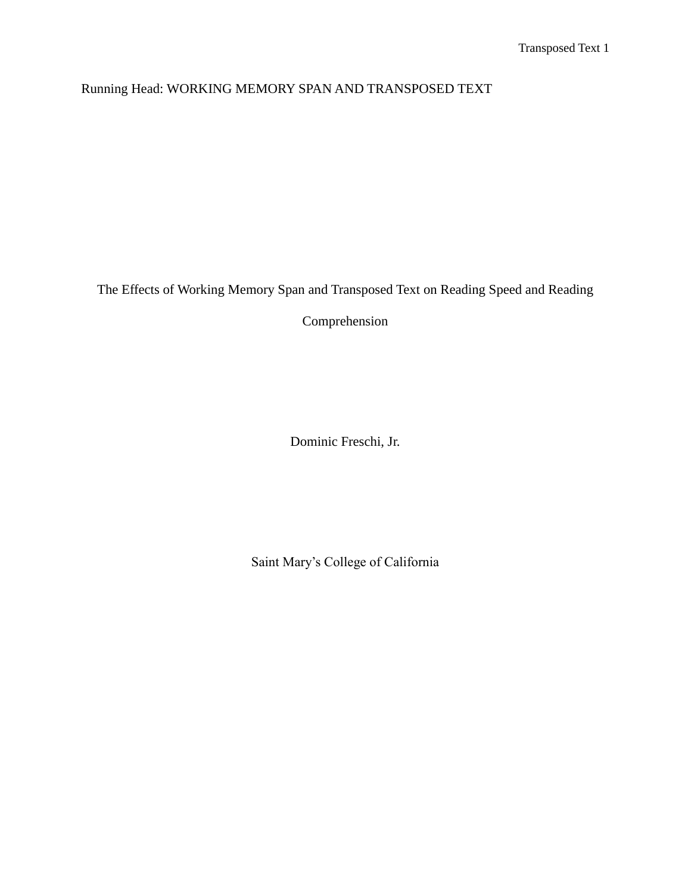Running Head: WORKING MEMORY SPAN AND TRANSPOSED TEXT

# The Effects of Working Memory Span and Transposed Text on Reading Speed and Reading Comprehension

Dominic Freschi, Jr.

Saint Mary's College of California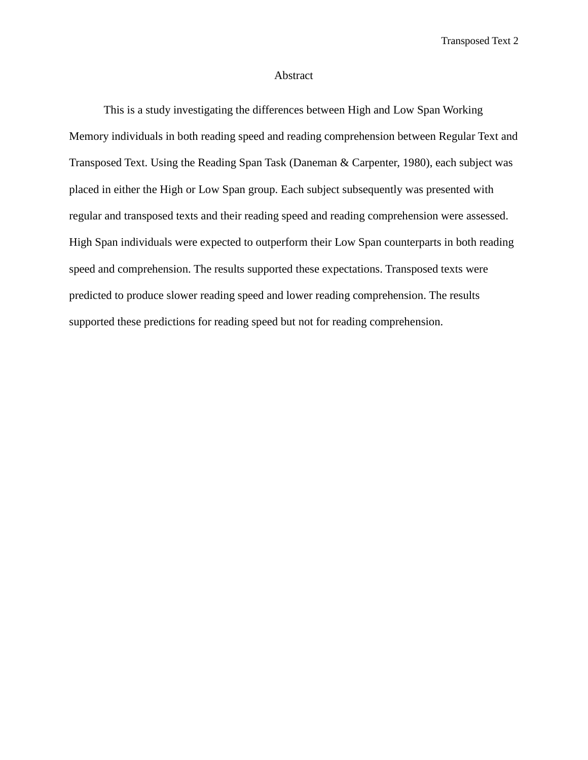# Abstract

This is a study investigating the differences between High and Low Span Working Memory individuals in both reading speed and reading comprehension between Regular Text and Transposed Text. Using the Reading Span Task (Daneman & Carpenter, 1980), each subject was placed in either the High or Low Span group. Each subject subsequently was presented with regular and transposed texts and their reading speed and reading comprehension were assessed. High Span individuals were expected to outperform their Low Span counterparts in both reading speed and comprehension. The results supported these expectations. Transposed texts were predicted to produce slower reading speed and lower reading comprehension. The results supported these predictions for reading speed but not for reading comprehension.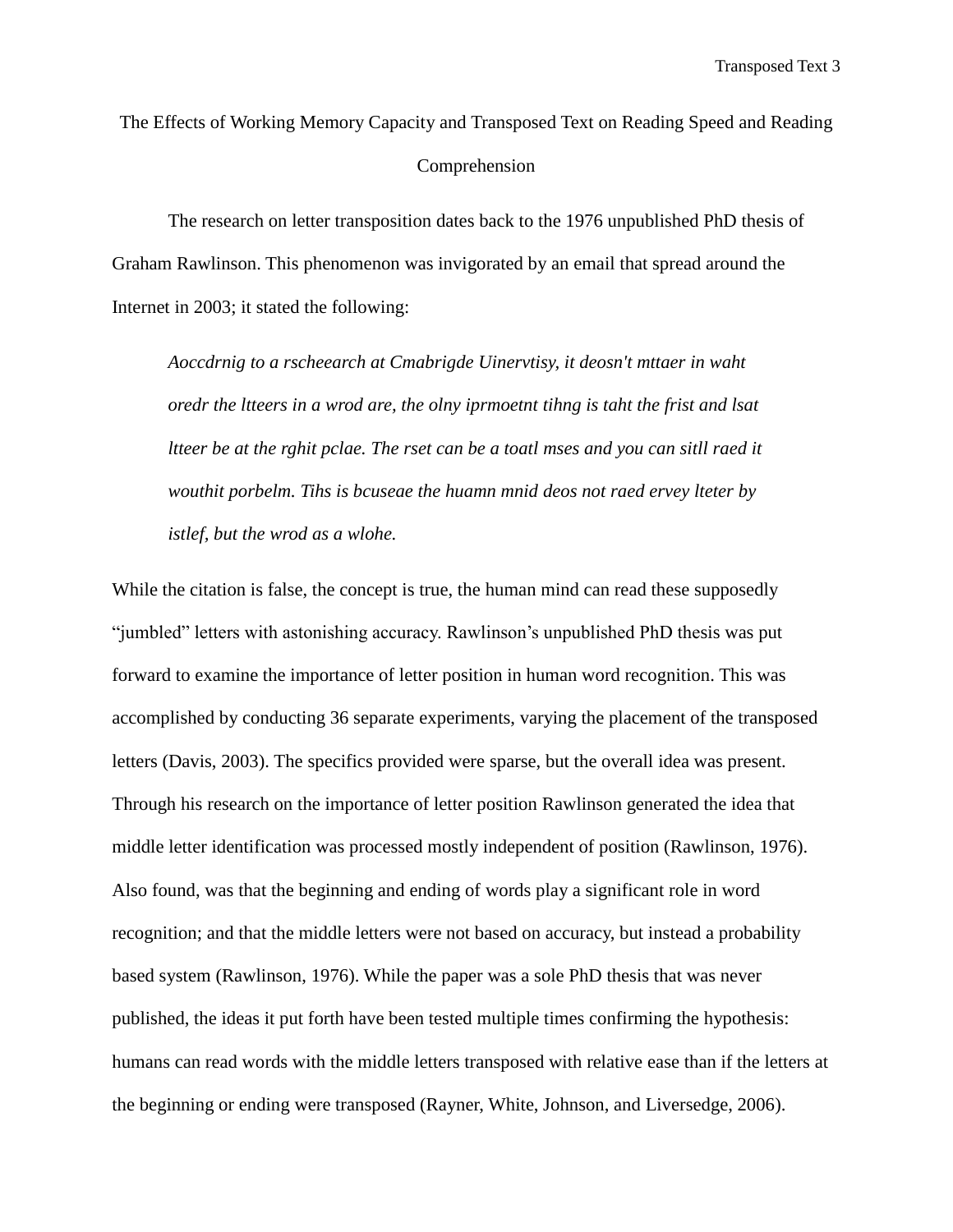# The Effects of Working Memory Capacity and Transposed Text on Reading Speed and Reading Comprehension

The research on letter transposition dates back to the 1976 unpublished PhD thesis of Graham Rawlinson. This phenomenon was invigorated by an email that spread around the Internet in 2003; it stated the following:

> *Aoccdrnig to a rscheearch at Cmabrigde Uinervtisy, it deosn't mttaer in waht oredr the ltteers in a wrod are, the olny iprmoetnt tihng is taht the frist and lsat ltteer be at the rghit pclae. The rset can be a toatl mses and you can sitll raed it wouthit porbelm. Tihs is bcuseae the huamn mnid deos not raed ervey lteter by istlef, but the wrod as a wlohe.*

While the citation is false, the concept is true, the human mind can read these supposedly "jumbled" letters with astonishing accuracy. Rawlinson's unpublished PhD thesis was put forward to examine the importance of letter position in human word recognition. This was accomplished by conducting 36 separate experiments, varying the placement of the transposed letters (Davis, 2003). The specifics provided were sparse, but the overall idea was present. Through his research on the importance of letter position Rawlinson generated the idea that middle letter identification was processed mostly independent of position (Rawlinson, 1976). Also found, was that the beginning and ending of words play a significant role in word recognition; and that the middle letters were not based on accuracy, but instead a probability based system (Rawlinson, 1976). While the paper was a sole PhD thesis that was never published, the ideas it put forth have been tested multiple times confirming the hypothesis: humans can read words with the middle letters transposed with relative ease than if the letters at the beginning or ending were transposed (Rayner, White, Johnson, and Liversedge, 2006).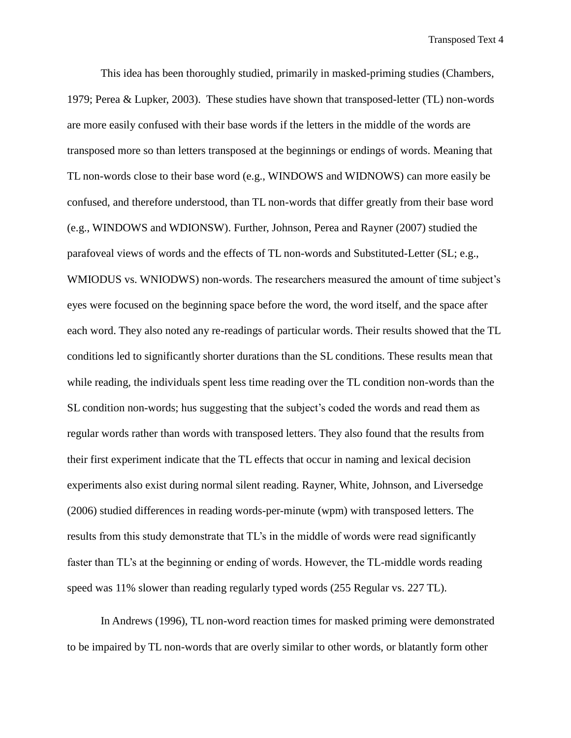This idea has been thoroughly studied, primarily in masked-priming studies (Chambers, 1979; Perea & Lupker, 2003). These studies have shown that transposed-letter (TL) non-words are more easily confused with their base words if the letters in the middle of the words are transposed more so than letters transposed at the beginnings or endings of words. Meaning that TL non-words close to their base word (e.g., WINDOWS and WIDNOWS) can more easily be confused, and therefore understood, than TL non-words that differ greatly from their base word (e.g., WINDOWS and WDIONSW). Further, Johnson, Perea and Rayner (2007) studied the parafoveal views of words and the effects of TL non-words and Substituted-Letter (SL; e.g., WMIODUS vs. WNIODWS) non-words. The researchers measured the amount of time subject's eyes were focused on the beginning space before the word, the word itself, and the space after each word. They also noted any re-readings of particular words. Their results showed that the TL conditions led to significantly shorter durations than the SL conditions. These results mean that while reading, the individuals spent less time reading over the TL condition non-words than the SL condition non-words; hus suggesting that the subject's coded the words and read them as regular words rather than words with transposed letters. They also found that the results from their first experiment indicate that the TL effects that occur in naming and lexical decision experiments also exist during normal silent reading. Rayner, White, Johnson, and Liversedge (2006) studied differences in reading words-per-minute (wpm) with transposed letters. The results from this study demonstrate that TL's in the middle of words were read significantly faster than TL's at the beginning or ending of words. However, the TL-middle words reading speed was 11% slower than reading regularly typed words (255 Regular vs. 227 TL).

In Andrews (1996), TL non-word reaction times for masked priming were demonstrated to be impaired by TL non-words that are overly similar to other words, or blatantly form other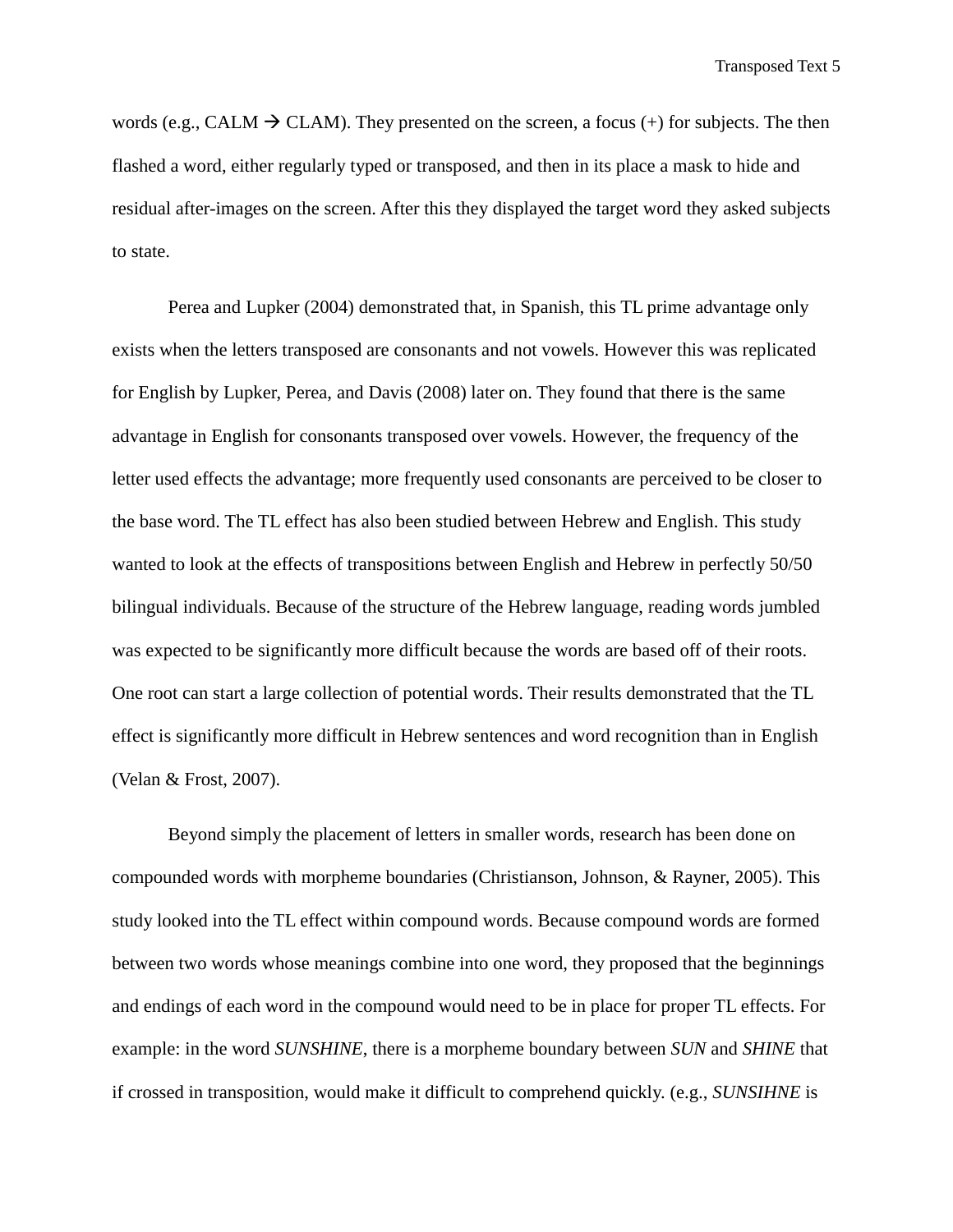words (e.g., CALM → CLAM). They presented on the screen, a focus (+) for subjects. The then flashed a word, either regularly typed or transposed, and then in its place a mask to hide and residual after-images on the screen. After this they displayed the target word they asked subjects to state.

Perea and Lupker (2004) demonstrated that, in Spanish, this TL prime advantage only exists when the letters transposed are consonants and not vowels. However this was replicated for English by Lupker, Perea, and Davis (2008) later on. They found that there is the same advantage in English for consonants transposed over vowels. However, the frequency of the letter used effects the advantage; more frequently used consonants are perceived to be closer to the base word. The TL effect has also been studied between Hebrew and English. This study wanted to look at the effects of transpositions between English and Hebrew in perfectly 50/50 bilingual individuals. Because of the structure of the Hebrew language, reading words jumbled was expected to be significantly more difficult because the words are based off of their roots. One root can start a large collection of potential words. Their results demonstrated that the TL effect is significantly more difficult in Hebrew sentences and word recognition than in English (Velan & Frost, 2007).

Beyond simply the placement of letters in smaller words, research has been done on compounded words with morpheme boundaries (Christianson, Johnson, & Rayner, 2005). This study looked into the TL effect within compound words. Because compound words are formed between two words whose meanings combine into one word, they proposed that the beginnings and endings of each word in the compound would need to be in place for proper TL effects. For example: in the word *SUNSHINE*, there is a morpheme boundary between *SUN* and *SHINE* that if crossed in transposition, would make it difficult to comprehend quickly. (e.g., *SUNSIHNE* is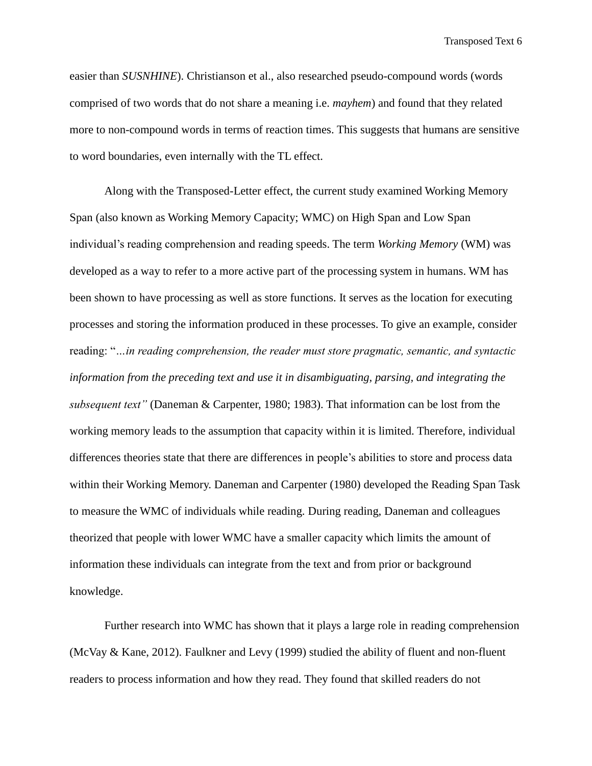easier than *SUSNHINE*). Christianson et al., also researched pseudo-compound words (words comprised of two words that do not share a meaning i.e. *mayhem*) and found that they related more to non-compound words in terms of reaction times. This suggests that humans are sensitive to word boundaries, even internally with the TL effect.

Along with the Transposed-Letter effect, the current study examined Working Memory Span (also known as Working Memory Capacity; WMC) on High Span and Low Span individual's reading comprehension and reading speeds. The term *Working Memory* (WM) was developed as a way to refer to a more active part of the processing system in humans. WM has been shown to have processing as well as store functions. It serves as the location for executing processes and storing the information produced in these processes. To give an example, consider reading: "*…in reading comprehension, the reader must store pragmatic, semantic, and syntactic information from the preceding text and use it in disambiguating, parsing, and integrating the subsequent text"* (Daneman & Carpenter, 1980; 1983). That information can be lost from the working memory leads to the assumption that capacity within it is limited. Therefore, individual differences theories state that there are differences in people's abilities to store and process data within their Working Memory. Daneman and Carpenter (1980) developed the Reading Span Task to measure the WMC of individuals while reading. During reading, Daneman and colleagues theorized that people with lower WMC have a smaller capacity which limits the amount of information these individuals can integrate from the text and from prior or background knowledge.

Further research into WMC has shown that it plays a large role in reading comprehension (McVay & Kane, 2012). Faulkner and Levy (1999) studied the ability of fluent and non-fluent readers to process information and how they read. They found that skilled readers do not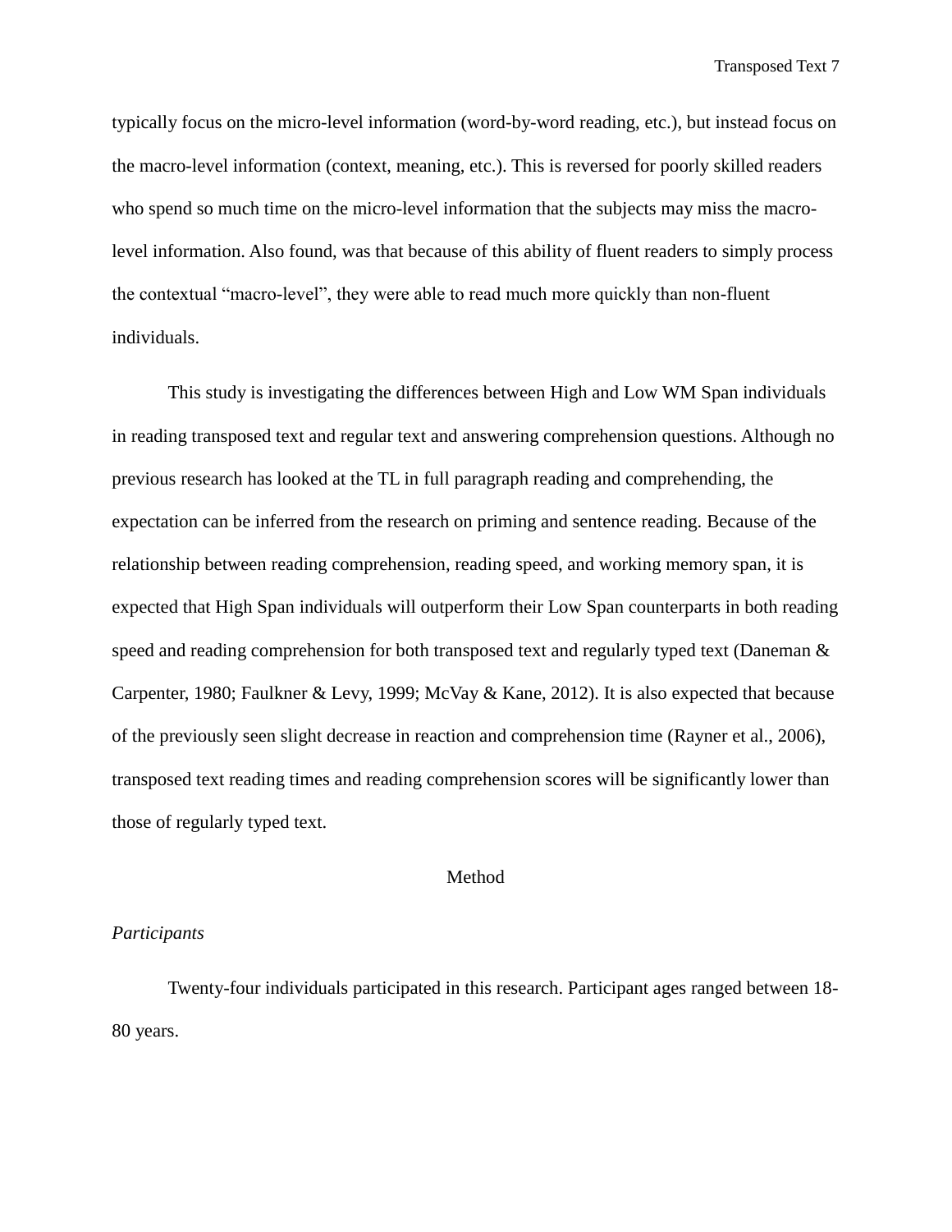typically focus on the micro-level information (word-by-word reading, etc.), but instead focus on the macro-level information (context, meaning, etc.). This is reversed for poorly skilled readers who spend so much time on the micro-level information that the subjects may miss the macro-level information. Also found, was that because of this ability of fluent readers to simply process the contextual "macro-level", they were able to read much more quickly than non-fluent individuals.

This study is investigating the differences between High and Low WM Span individuals in reading transposed text and regular text and answering comprehension questions. Although no previous research has looked at the TL in full paragraph reading and comprehending, the expectation can be inferred from the research on priming and sentence reading. Because of the relationship between reading comprehension, reading speed, and working memory span, it is expected that High Span individuals will outperform their Low Span counterparts in both reading speed and reading comprehension for both transposed text and regularly typed text (Daneman & Carpenter, 1980; Faulkner & Levy, 1999; McVay & Kane, 2012). It is also expected that because of the previously seen slight decrease in reaction and comprehension time (Rayner et al., 2006), transposed text reading times and reading comprehension scores will be significantly lower than those of regularly typed text.

## Method

### *Participants*

Twenty-four individuals participated in this research. Participant ages ranged between 18-80 years.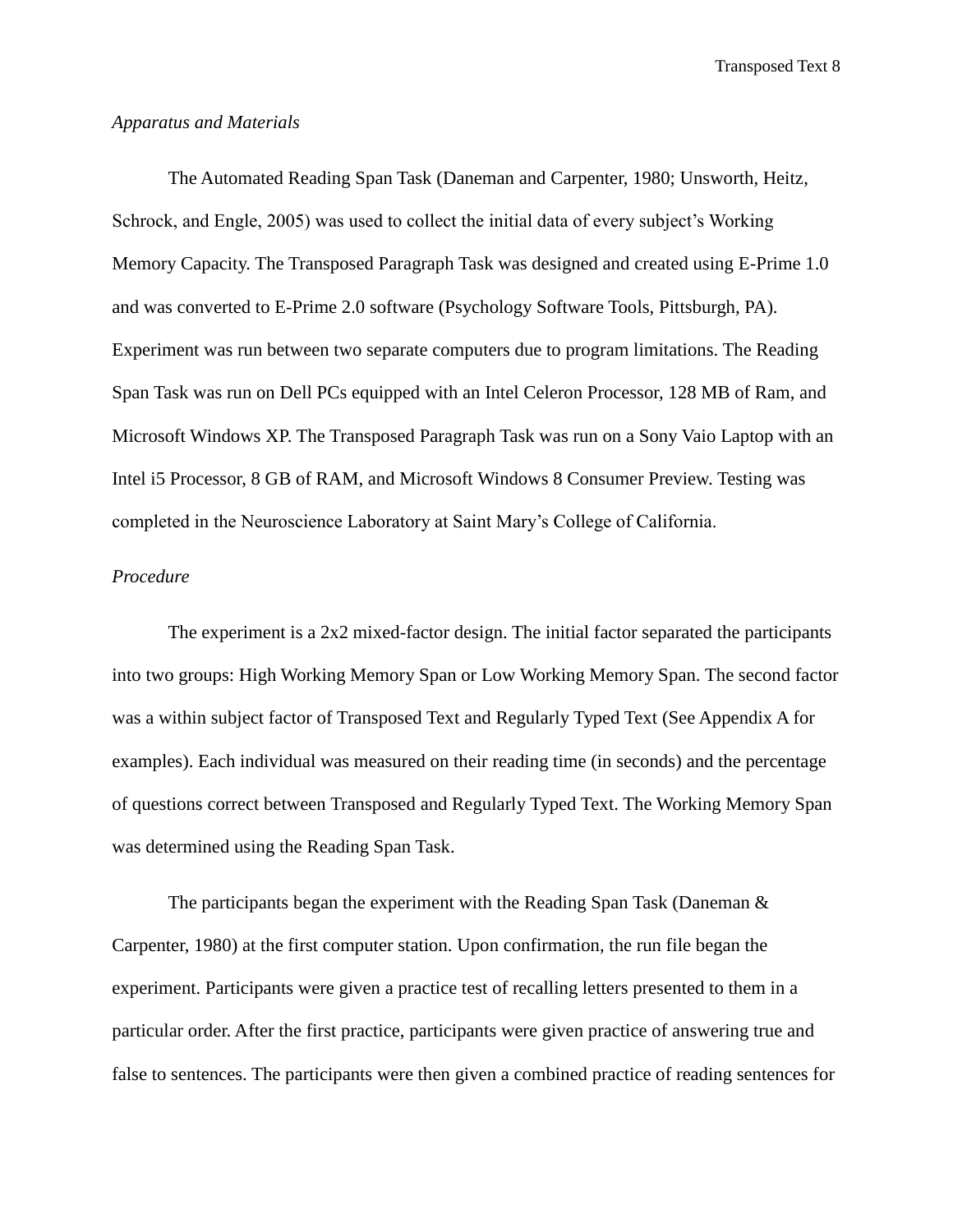*Apparatus and Materials*

The Automated Reading Span Task (Daneman and Carpenter, 1980; Unsworth, Heitz, Schrock, and Engle, 2005) was used to collect the initial data of every subject's Working Memory Capacity. The Transposed Paragraph Task was designed and created using E-Prime 1.0 and was converted to E-Prime 2.0 software (Psychology Software Tools, Pittsburgh, PA). Experiment was run between two separate computers due to program limitations. The Reading Span Task was run on Dell PCs equipped with an Intel Celeron Processor, 128 MB of Ram, and Microsoft Windows XP. The Transposed Paragraph Task was run on a Sony Vaio Laptop with an Intel i5 Processor, 8 GB of RAM, and Microsoft Windows 8 Consumer Preview. Testing was completed in the Neuroscience Laboratory at Saint Mary's College of California.

*Procedure*

The experiment is a 2x2 mixed-factor design. The initial factor separated the participants into two groups: High Working Memory Span or Low Working Memory Span. The second factor was a within subject factor of Transposed Text and Regularly Typed Text (See Appendix A for examples). Each individual was measured on their reading time (in seconds) and the percentage of questions correct between Transposed and Regularly Typed Text. The Working Memory Span was determined using the Reading Span Task.

The participants began the experiment with the Reading Span Task (Daneman & Carpenter, 1980) at the first computer station. Upon confirmation, the run file began the experiment. Participants were given a practice test of recalling letters presented to them in a particular order. After the first practice, participants were given practice of answering true and false to sentences. The participants were then given a combined practice of reading sentences for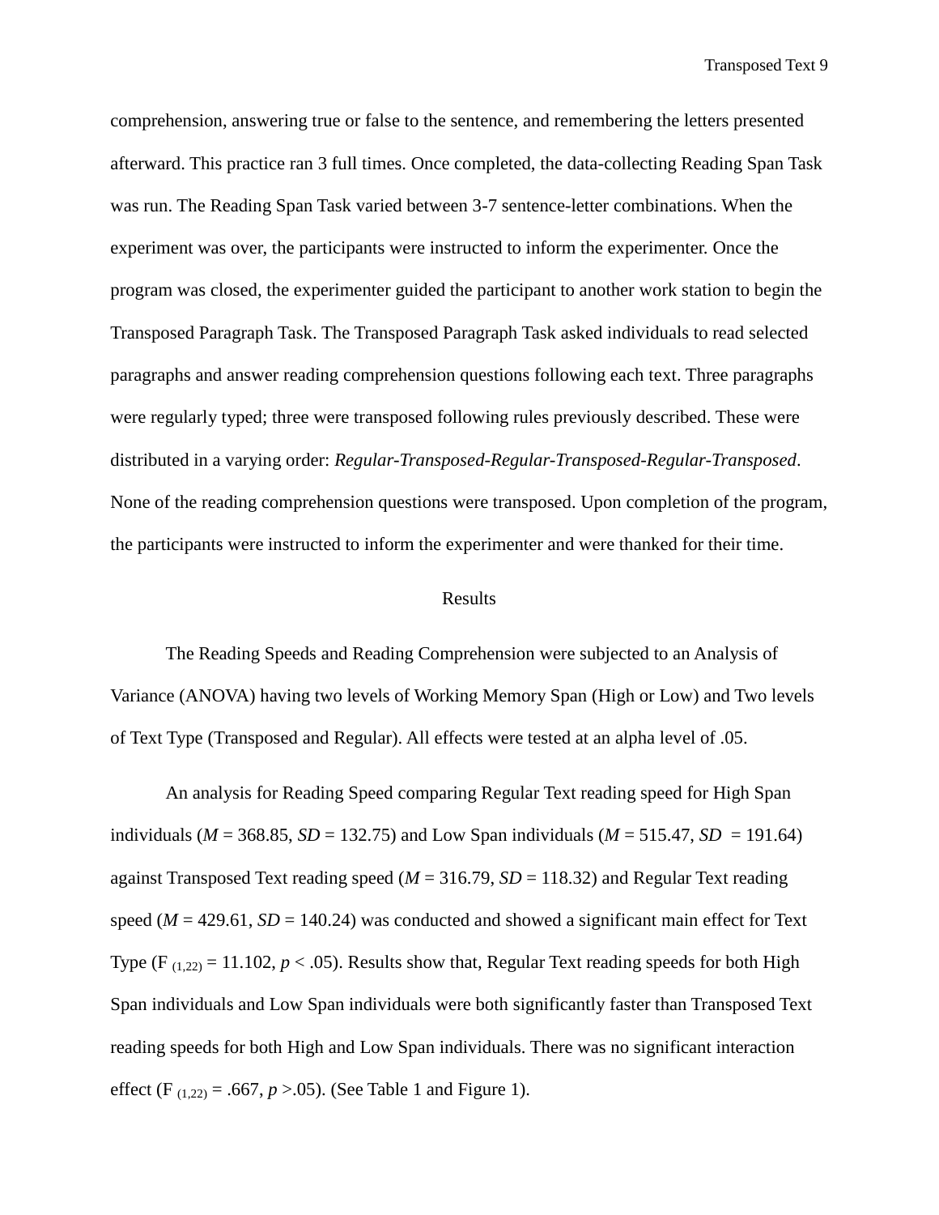comprehension, answering true or false to the sentence, and remembering the letters presented afterward. This practice ran 3 full times. Once completed, the data-collecting Reading Span Task was run. The Reading Span Task varied between 3-7 sentence-letter combinations. When the experiment was over, the participants were instructed to inform the experimenter. Once the program was closed, the experimenter guided the participant to another work station to begin the Transposed Paragraph Task. The Transposed Paragraph Task asked individuals to read selected paragraphs and answer reading comprehension questions following each text. Three paragraphs were regularly typed; three were transposed following rules previously described. These were distributed in a varying order: *Regular-Transposed-Regular-Transposed-Regular-Transposed*. None of the reading comprehension questions were transposed. Upon completion of the program, the participants were instructed to inform the experimenter and were thanked for their time.

## Results

The Reading Speeds and Reading Comprehension were subjected to an Analysis of Variance (ANOVA) having two levels of Working Memory Span (High or Low) and Two levels of Text Type (Transposed and Regular). All effects were tested at an alpha level of .05.

An analysis for Reading Speed comparing Regular Text reading speed for High Span individuals ($M$ = 368.85, $SD$ = 132.75) and Low Span individuals ($M$ = 515.47, $SD$ = 191.64) against Transposed Text reading speed ($M$ = 316.79, $SD$ = 118.32) and Regular Text reading speed ($M$ = 429.61, $SD$ = 140.24) was conducted and showed a significant main effect for Text Type ($F_{(1,22)} = 11.102$, $p < .05$). Results show that, Regular Text reading speeds for both High Span individuals and Low Span individuals were both significantly faster than Transposed Text reading speeds for both High and Low Span individuals. There was no significant interaction effect ($F_{(1,22)} = .667$, $p > .05$). (See Table 1 and Figure 1).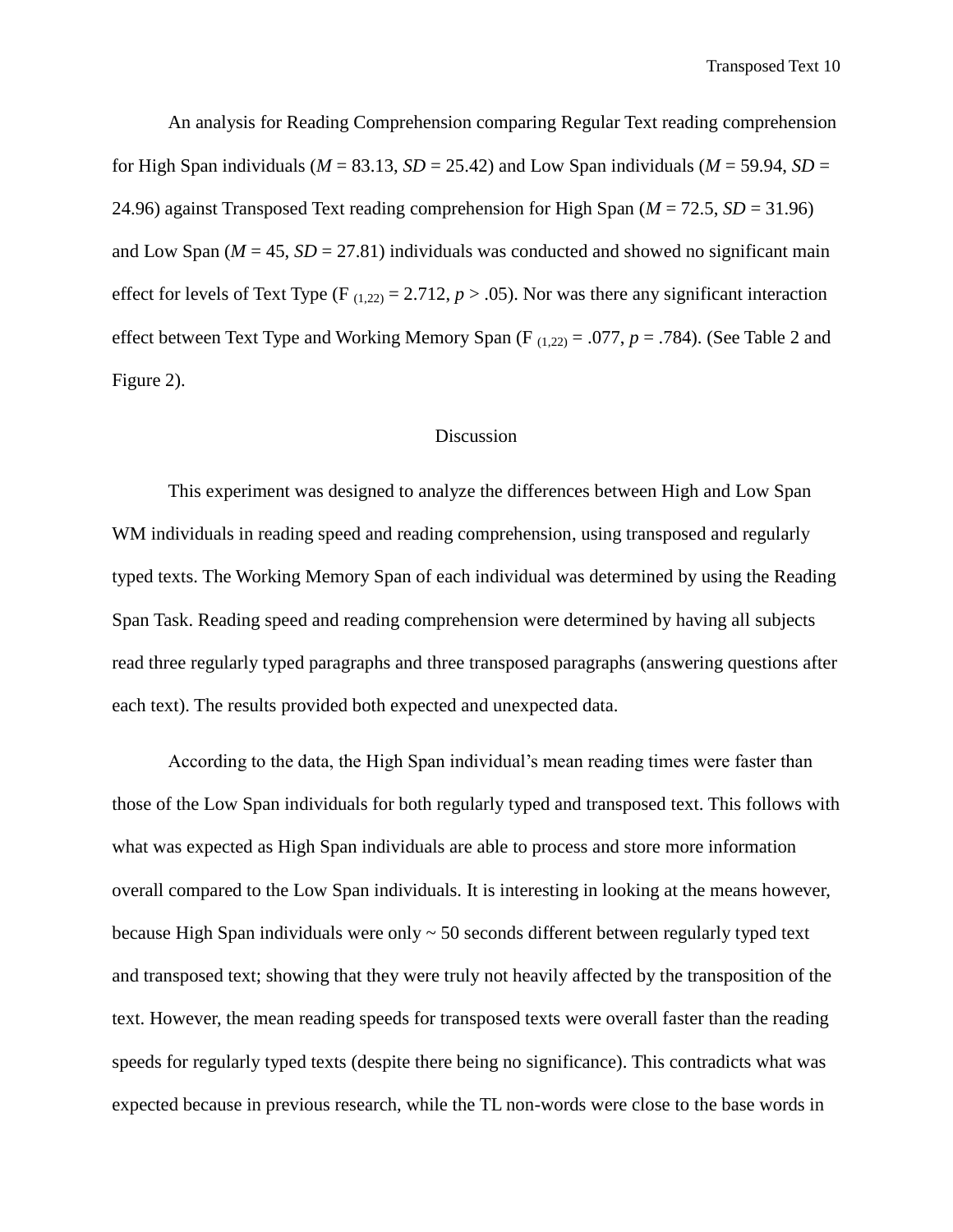An analysis for Reading Comprehension comparing Regular Text reading comprehension for High Span individuals (*M* = 83.13, *SD* = 25.42) and Low Span individuals (*M* = 59.94, *SD* = 24.96) against Transposed Text reading comprehension for High Span (*M* = 72.5, *SD* = 31.96) and Low Span (*M* = 45, *SD* = 27.81) individuals was conducted and showed no significant main effect for levels of Text Type ($F_{(1,22)} = 2.712$, $p > .05$). Nor was there any significant interaction effect between Text Type and Working Memory Span ($F_{(1,22)} = .077$, $p = .784$). (See Table 2 and Figure 2).

## Discussion

This experiment was designed to analyze the differences between High and Low Span WM individuals in reading speed and reading comprehension, using transposed and regularly typed texts. The Working Memory Span of each individual was determined by using the Reading Span Task. Reading speed and reading comprehension were determined by having all subjects read three regularly typed paragraphs and three transposed paragraphs (answering questions after each text). The results provided both expected and unexpected data.

According to the data, the High Span individual's mean reading times were faster than those of the Low Span individuals for both regularly typed and transposed text. This follows with what was expected as High Span individuals are able to process and store more information overall compared to the Low Span individuals. It is interesting in looking at the means however, because High Span individuals were only ~ 50 seconds different between regularly typed text and transposed text; showing that they were truly not heavily affected by the transposition of the text. However, the mean reading speeds for transposed texts were overall faster than the reading speeds for regularly typed texts (despite there being no significance). This contradicts what was expected because in previous research, while the TL non-words were close to the base words in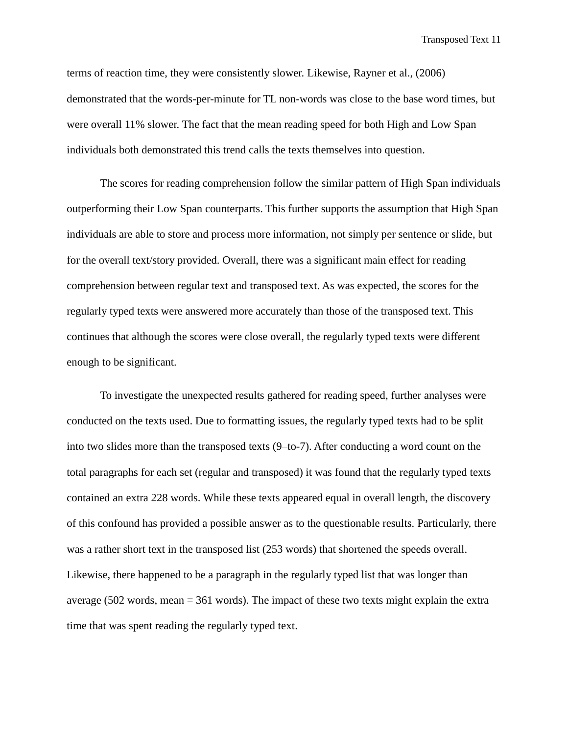terms of reaction time, they were consistently slower. Likewise, Rayner et al., (2006) demonstrated that the words-per-minute for TL non-words was close to the base word times, but were overall 11% slower. The fact that the mean reading speed for both High and Low Span individuals both demonstrated this trend calls the texts themselves into question.

The scores for reading comprehension follow the similar pattern of High Span individuals outperforming their Low Span counterparts. This further supports the assumption that High Span individuals are able to store and process more information, not simply per sentence or slide, but for the overall text/story provided. Overall, there was a significant main effect for reading comprehension between regular text and transposed text. As was expected, the scores for the regularly typed texts were answered more accurately than those of the transposed text. This continues that although the scores were close overall, the regularly typed texts were different enough to be significant.

To investigate the unexpected results gathered for reading speed, further analyses were conducted on the texts used. Due to formatting issues, the regularly typed texts had to be split into two slides more than the transposed texts (9–to-7). After conducting a word count on the total paragraphs for each set (regular and transposed) it was found that the regularly typed texts contained an extra 228 words. While these texts appeared equal in overall length, the discovery of this confound has provided a possible answer as to the questionable results. Particularly, there was a rather short text in the transposed list (253 words) that shortened the speeds overall. Likewise, there happened to be a paragraph in the regularly typed list that was longer than average (502 words, mean = 361 words). The impact of these two texts might explain the extra time that was spent reading the regularly typed text.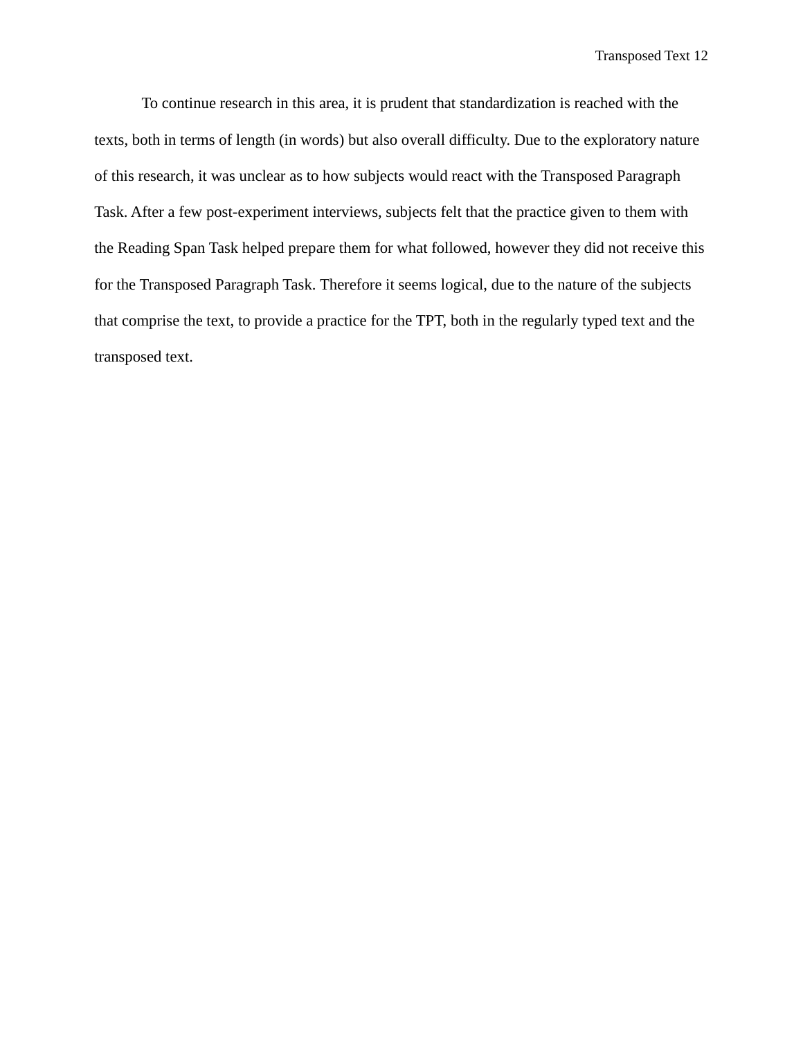To continue research in this area, it is prudent that standardization is reached with the texts, both in terms of length (in words) but also overall difficulty. Due to the exploratory nature of this research, it was unclear as to how subjects would react with the Transposed Paragraph Task. After a few post-experiment interviews, subjects felt that the practice given to them with the Reading Span Task helped prepare them for what followed, however they did not receive this for the Transposed Paragraph Task. Therefore it seems logical, due to the nature of the subjects that comprise the text, to provide a practice for the TPT, both in the regularly typed text and the transposed text.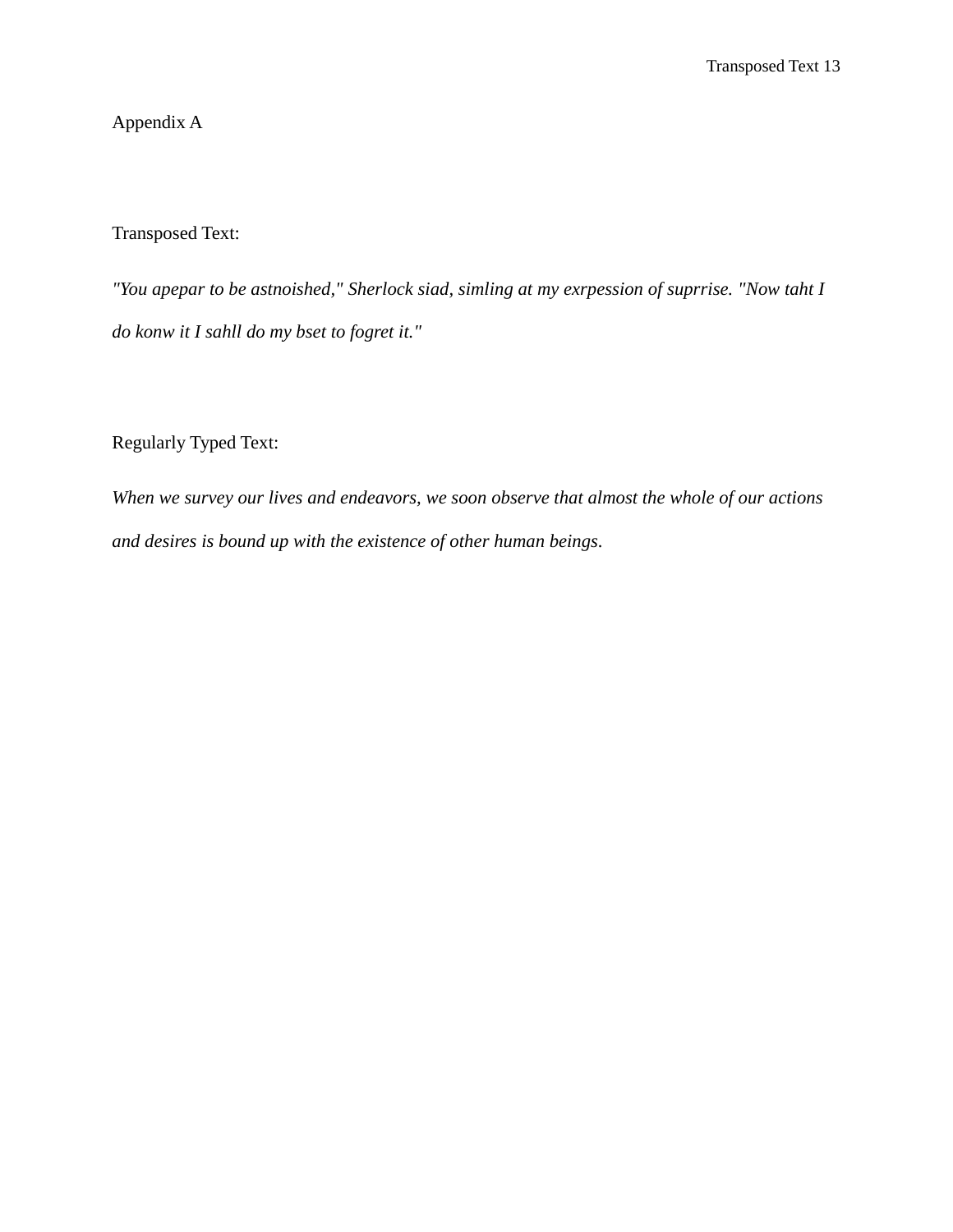# Appendix A

Transposed Text:

*"You apepar to be astnoished," Sherlock siad, simling at my exrpession of suprrise. "Now taht I do konw it I sahll do my bset to fogret it."*

Regularly Typed Text:

*When we survey our lives and endeavors, we soon observe that almost the whole of our actions and desires is bound up with the existence of other human beings.*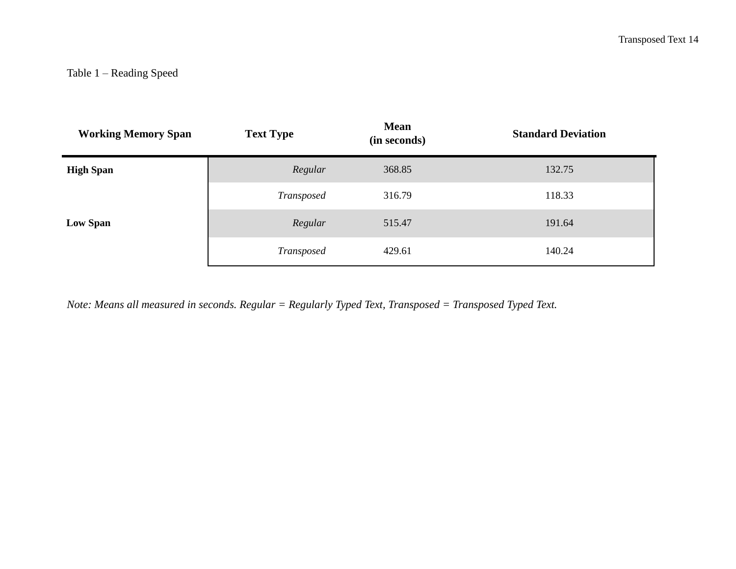Table 1 – Reading Speed

| **Working Memory Span** | **Text Type** | **Mean (in seconds)** | **Standard Deviation** |
|---|---|---|---|
| **High Span** | *Regular* | 368.85 | 132.75 |
| | *Transposed* | 316.79 | 118.33 |
| **Low Span** | *Regular* | 515.47 | 191.64 |
| | *Transposed* | 429.61 | 140.24 |

*Note: Means all measured in seconds. Regular = Regularly Typed Text, Transposed = Transposed Typed Text.*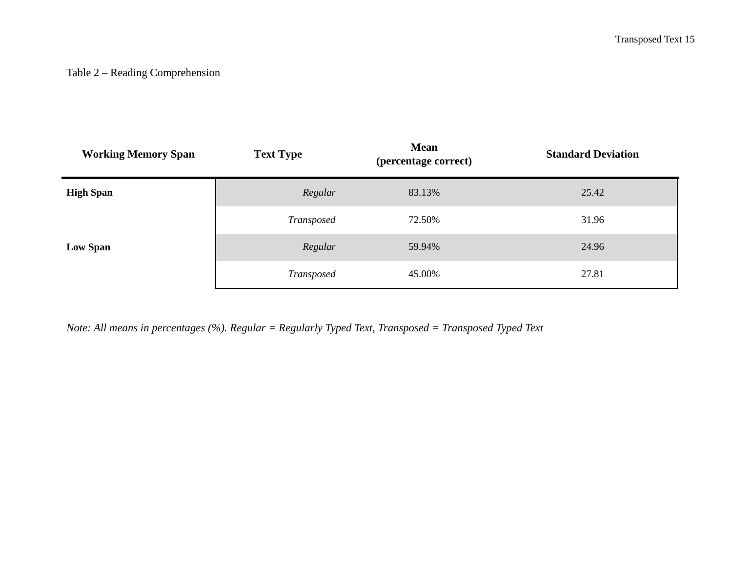Table 2 – Reading Comprehension

| Working Memory Span | Text Type | Mean (percentage correct) | Standard Deviation |
|---|---|---|---|
| **High Span** | *Regular* | 83.13% | 25.42 |
| | *Transposed* | 72.50% | 31.96 |
| **Low Span** | *Regular* | 59.94% | 24.96 |
| | *Transposed* | 45.00% | 27.81 |

*Note: All means in percentages (%). Regular = Regularly Typed Text, Transposed = Transposed Typed Text*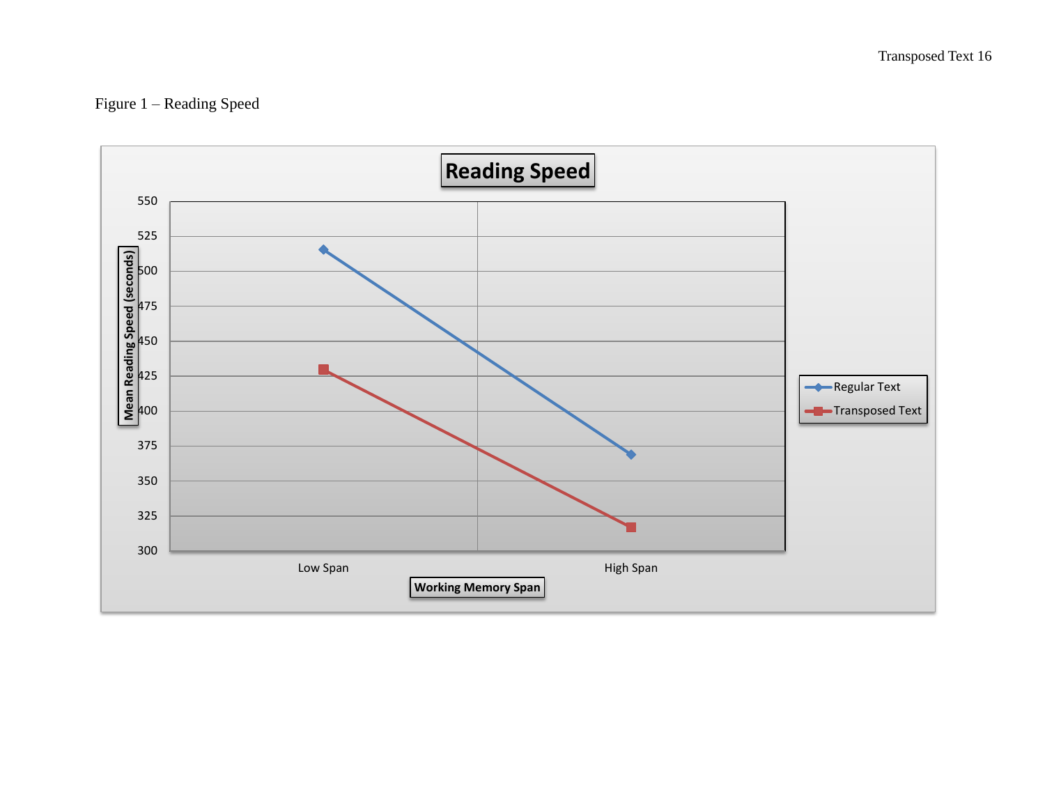Figure 1 – Reading Speed

**Reading Speed**

| Working Memory Span | Regular Text | Transposed Text |
|---|---|---|
| Low Span | ~515 | ~429 |
| High Span | ~369 | ~317 |

Y-axis: Mean Reading Speed (seconds), 300–550
X-axis: Working Memory Span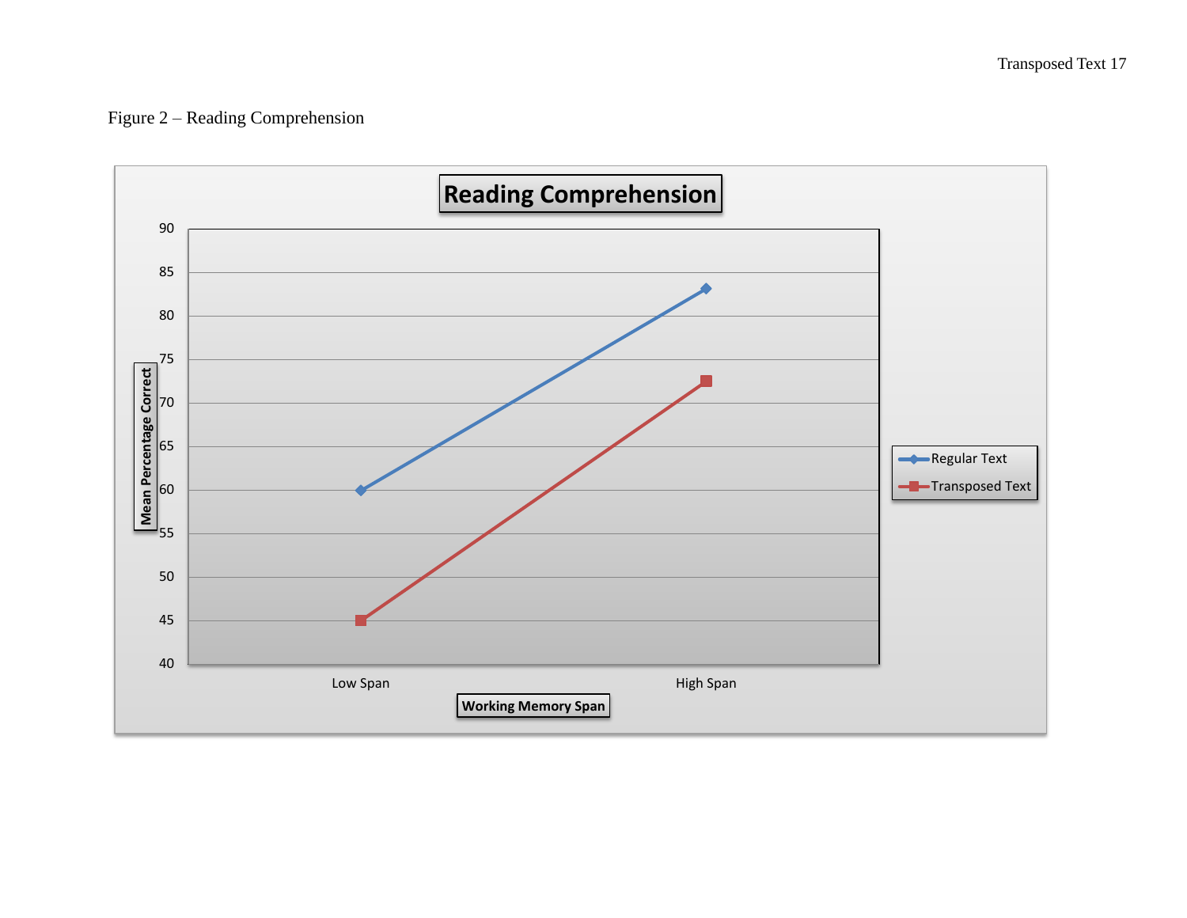Figure 2 – Reading Comprehension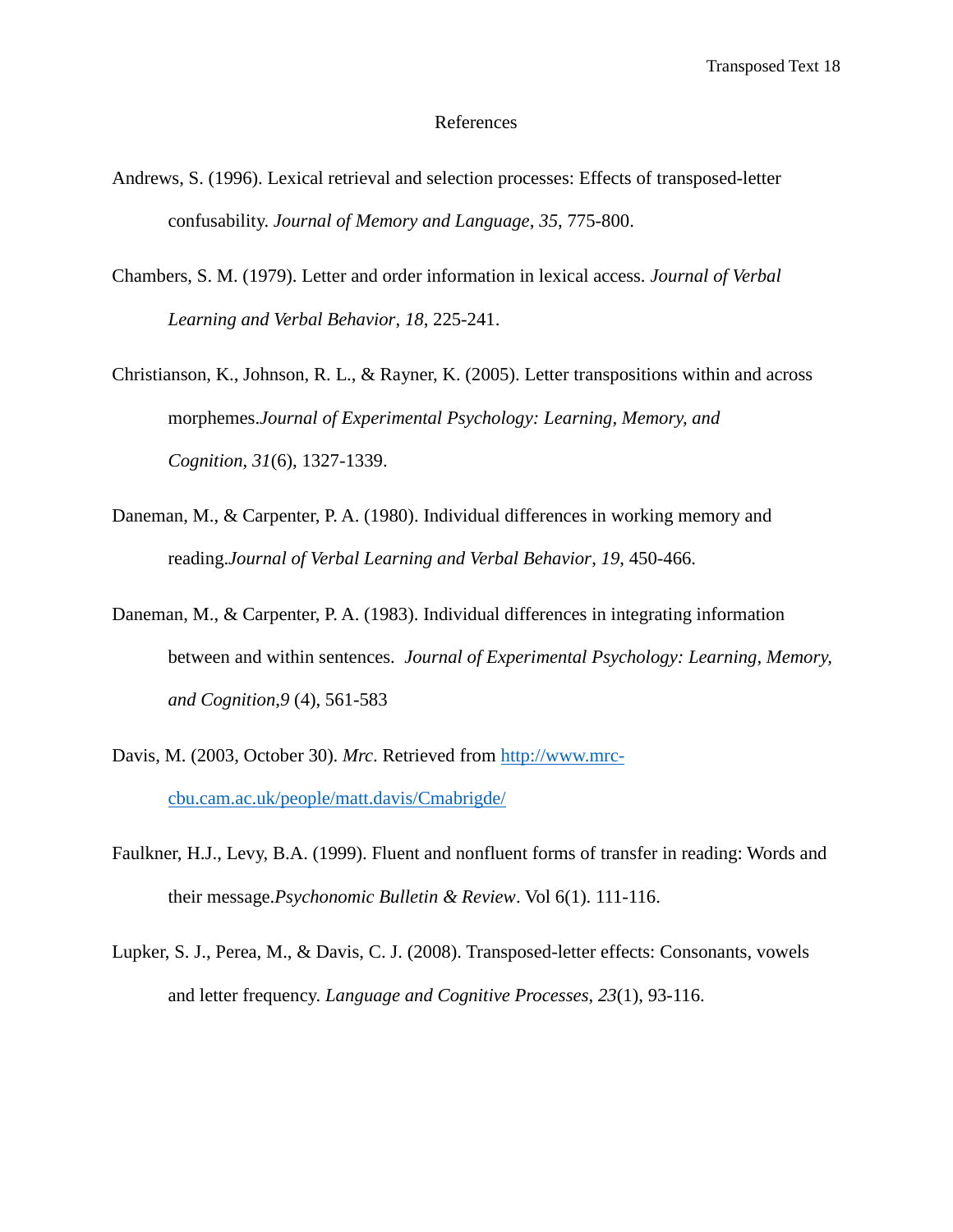# References

Andrews, S. (1996). Lexical retrieval and selection processes: Effects of transposed-letter confusability. *Journal of Memory and Language*, *35*, 775-800.

Chambers, S. M. (1979). Letter and order information in lexical access. *Journal of Verbal Learning and Verbal Behavior*, *18*, 225-241.

Christianson, K., Johnson, R. L., & Rayner, K. (2005). Letter transpositions within and across morphemes.*Journal of Experimental Psychology: Learning, Memory, and Cognition*, *31*(6), 1327-1339.

Daneman, M., & Carpenter, P. A. (1980). Individual differences in working memory and reading.*Journal of Verbal Learning and Verbal Behavior*, *19*, 450-466.

Daneman, M., & Carpenter, P. A. (1983). Individual differences in integrating information between and within sentences. *Journal of Experimental Psychology: Learning, Memory, and Cognition,9* (4), 561-583

Davis, M. (2003, October 30). *Mrc*. Retrieved from http://www.mrc-cbu.cam.ac.uk/people/matt.davis/Cmabrigde/

Faulkner, H.J., Levy, B.A. (1999). Fluent and nonfluent forms of transfer in reading: Words and their message.*Psychonomic Bulletin & Review*. Vol 6(1). 111-116.

Lupker, S. J., Perea, M., & Davis, C. J. (2008). Transposed-letter effects: Consonants, vowels and letter frequency. *Language and Cognitive Processes*, *23*(1), 93-116.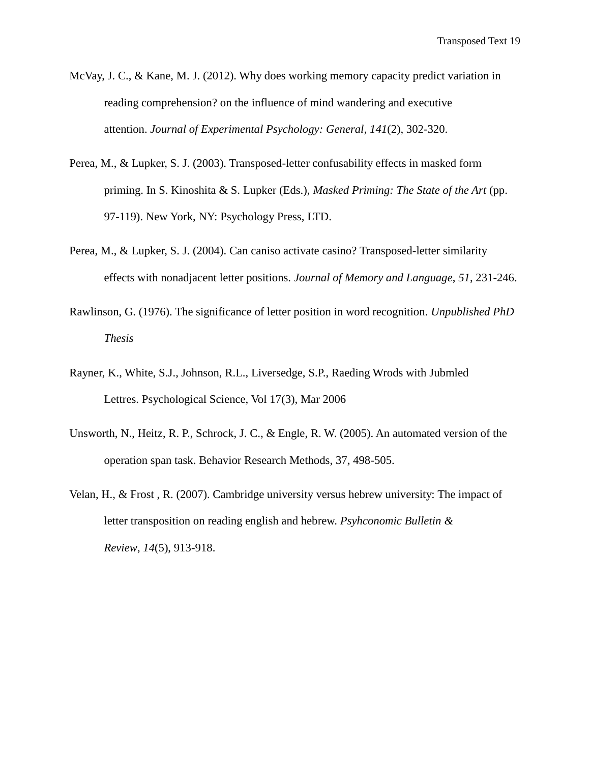McVay, J. C., & Kane, M. J. (2012). Why does working memory capacity predict variation in reading comprehension? on the influence of mind wandering and executive attention. *Journal of Experimental Psychology: General*, *141*(2), 302-320.

Perea, M., & Lupker, S. J. (2003). Transposed-letter confusability effects in masked form priming. In S. Kinoshita & S. Lupker (Eds.), *Masked Priming: The State of the Art* (pp. 97-119). New York, NY: Psychology Press, LTD.

Perea, M., & Lupker, S. J. (2004). Can caniso activate casino? Transposed-letter similarity effects with nonadjacent letter positions. *Journal of Memory and Language*, *51*, 231-246.

Rawlinson, G. (1976). The significance of letter position in word recognition. *Unpublished PhD Thesis*

Rayner, K., White, S.J., Johnson, R.L., Liversedge, S.P., Raeding Wrods with Jubmled Lettres. Psychological Science, Vol 17(3), Mar 2006

Unsworth, N., Heitz, R. P., Schrock, J. C., & Engle, R. W. (2005). An automated version of the operation span task. Behavior Research Methods, 37, 498-505.

Velan, H., & Frost , R. (2007). Cambridge university versus hebrew university: The impact of letter transposition on reading english and hebrew. *Psyhconomic Bulletin & Review*, *14*(5), 913-918.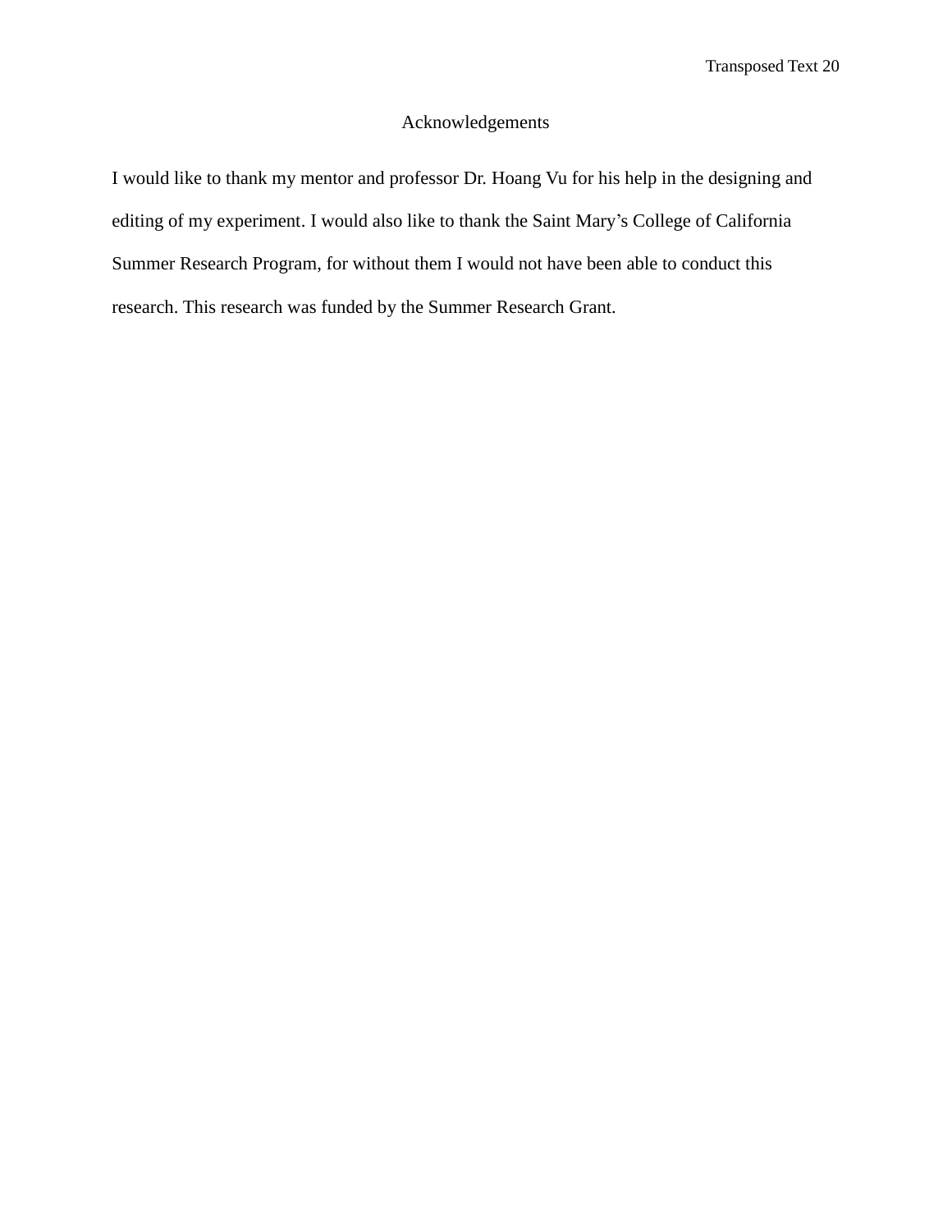# Acknowledgements

I would like to thank my mentor and professor Dr. Hoang Vu for his help in the designing and editing of my experiment. I would also like to thank the Saint Mary's College of California Summer Research Program, for without them I would not have been able to conduct this research. This research was funded by the Summer Research Grant.